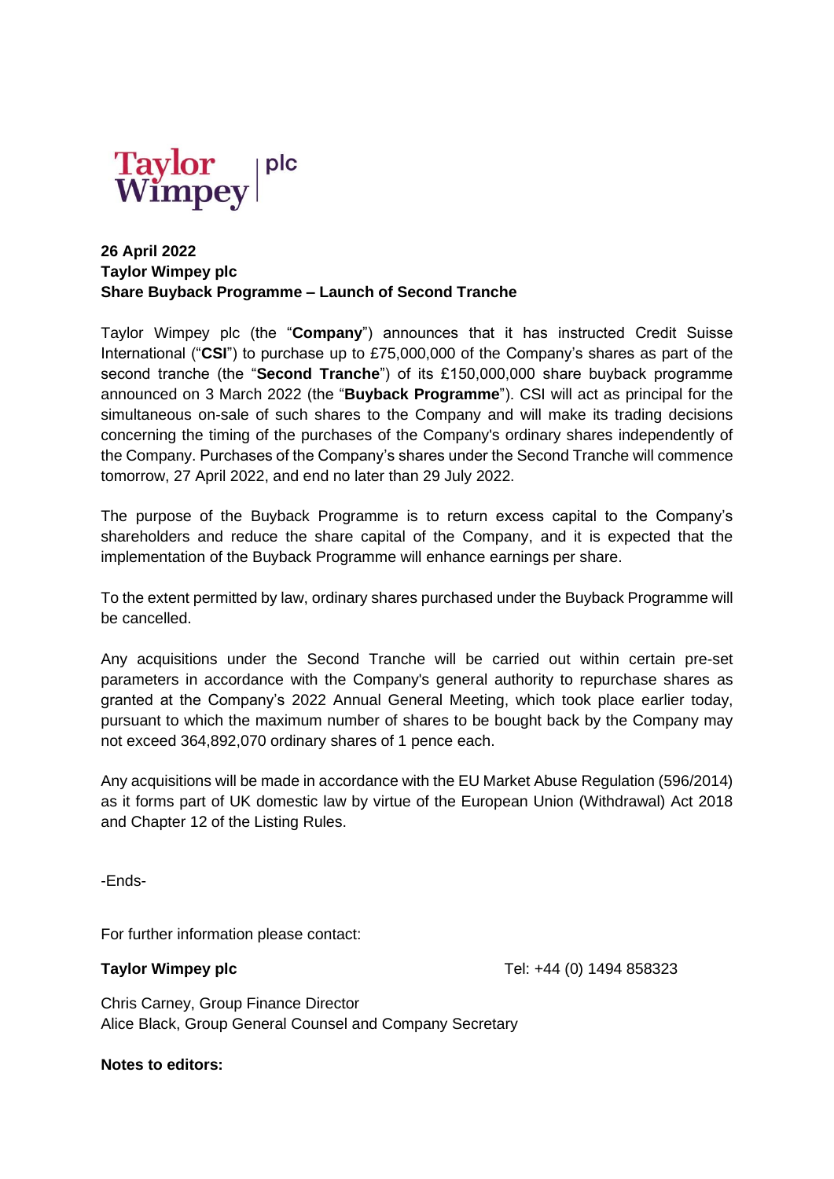Taylor Wimpey | plc

**26 April 2022**
**Taylor Wimpey plc**
**Share Buyback Programme – Launch of Second Tranche**

Taylor Wimpey plc (the "**Company**") announces that it has instructed Credit Suisse International ("**CSI**") to purchase up to £75,000,000 of the Company's shares as part of the second tranche (the "**Second Tranche**") of its £150,000,000 share buyback programme announced on 3 March 2022 (the "**Buyback Programme**"). CSI will act as principal for the simultaneous on-sale of such shares to the Company and will make its trading decisions concerning the timing of the purchases of the Company's ordinary shares independently of the Company. Purchases of the Company's shares under the Second Tranche will commence tomorrow, 27 April 2022, and end no later than 29 July 2022.

The purpose of the Buyback Programme is to return excess capital to the Company's shareholders and reduce the share capital of the Company, and it is expected that the implementation of the Buyback Programme will enhance earnings per share.

To the extent permitted by law, ordinary shares purchased under the Buyback Programme will be cancelled.

Any acquisitions under the Second Tranche will be carried out within certain pre-set parameters in accordance with the Company's general authority to repurchase shares as granted at the Company's 2022 Annual General Meeting, which took place earlier today, pursuant to which the maximum number of shares to be bought back by the Company may not exceed 364,892,070 ordinary shares of 1 pence each.

Any acquisitions will be made in accordance with the EU Market Abuse Regulation (596/2014) as it forms part of UK domestic law by virtue of the European Union (Withdrawal) Act 2018 and Chapter 12 of the Listing Rules.

-Ends-

For further information please contact:

**Taylor Wimpey plc** Tel: +44 (0) 1494 858323

Chris Carney, Group Finance Director
Alice Black, Group General Counsel and Company Secretary

**Notes to editors:**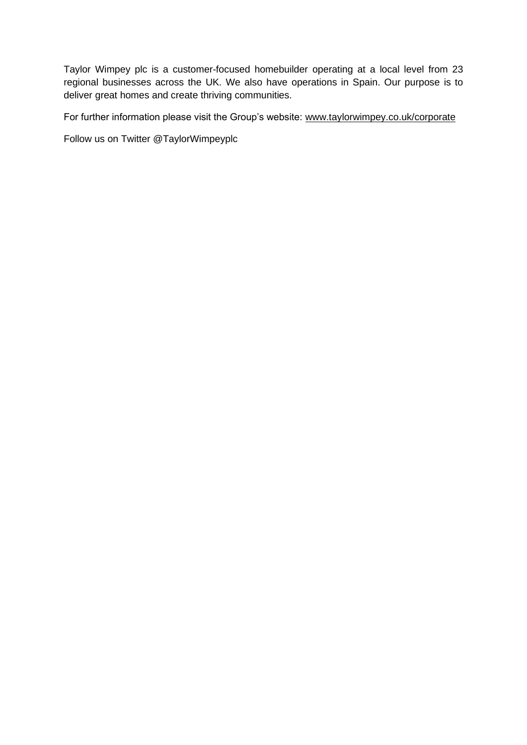Taylor Wimpey plc is a customer-focused homebuilder operating at a local level from 23 regional businesses across the UK. We also have operations in Spain. Our purpose is to deliver great homes and create thriving communities.

For further information please visit the Group's website: www.taylorwimpey.co.uk/corporate

Follow us on Twitter @TaylorWimpeyplc